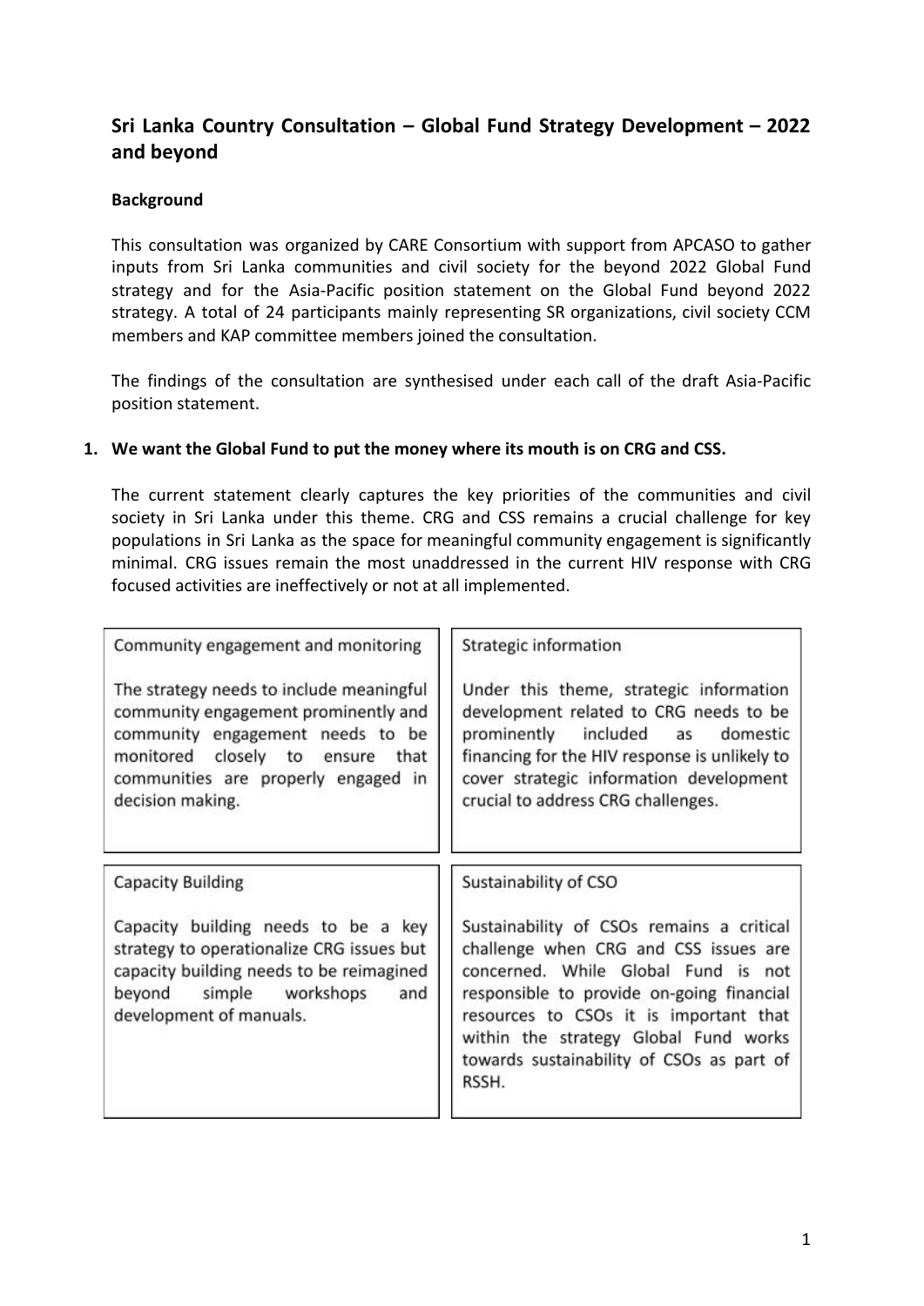# Sri Lanka Country Consultation – Global Fund Strategy Development – 2022 and beyond

## Background

This consultation was organized by CARE Consortium with support from APCASO to gather inputs from Sri Lanka communities and civil society for the beyond 2022 Global Fund strategy and for the Asia-Pacific position statement on the Global Fund beyond 2022 strategy. A total of 24 participants mainly representing SR organizations, civil society CCM members and KAP committee members joined the consultation.

The findings of the consultation are synthesised under each call of the draft Asia-Pacific position statement.

## 1. We want the Global Fund to put the money where its mouth is on CRG and CSS.

The current statement clearly captures the key priorities of the communities and civil society in Sri Lanka under this theme. CRG and CSS remains a crucial challenge for key populations in Sri Lanka as the space for meaningful community engagement is significantly minimal. CRG issues remain the most unaddressed in the current HIV response with CRG focused activities are ineffectively or not at all implemented.

| | |
|---|---|
| Community engagement and monitoring<br><br>The strategy needs to include meaningful community engagement prominently and community engagement needs to be monitored closely to ensure that communities are properly engaged in decision making. | Strategic information<br><br>Under this theme, strategic information development related to CRG needs to be prominently included as domestic financing for the HIV response is unlikely to cover strategic information development crucial to address CRG challenges. |
| Capacity Building<br><br>Capacity building needs to be a key strategy to operationalize CRG issues but capacity building needs to be reimagined beyond simple workshops and development of manuals. | Sustainability of CSO<br><br>Sustainability of CSOs remains a critical challenge when CRG and CSS issues are concerned. While Global Fund is not responsible to provide on-going financial resources to CSOs it is important that within the strategy Global Fund works towards sustainability of CSOs as part of RSSH. |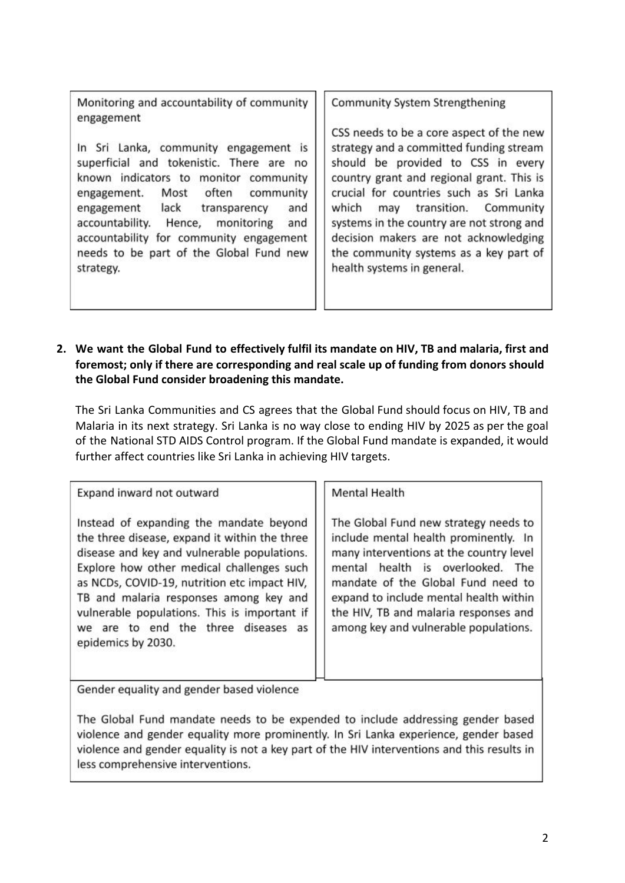Monitoring and accountability of community engagement

In Sri Lanka, community engagement is superficial and tokenistic. There are no known indicators to monitor community engagement. Most often community engagement lack transparency and accountability. Hence, monitoring and accountability for community engagement needs to be part of the Global Fund new strategy.

Community System Strengthening

CSS needs to be a core aspect of the new strategy and a committed funding stream should be provided to CSS in every country grant and regional grant. This is crucial for countries such as Sri Lanka which may transition. Community systems in the country are not strong and decision makers are not acknowledging the community systems as a key part of health systems in general.

2. **We want the Global Fund to effectively fulfil its mandate on HIV, TB and malaria, first and foremost; only if there are corresponding and real scale up of funding from donors should the Global Fund consider broadening this mandate.**

   The Sri Lanka Communities and CS agrees that the Global Fund should focus on HIV, TB and Malaria in its next strategy. Sri Lanka is no way close to ending HIV by 2025 as per the goal of the National STD AIDS Control program. If the Global Fund mandate is expanded, it would further affect countries like Sri Lanka in achieving HIV targets.

Expand inward not outward

Instead of expanding the mandate beyond the three disease, expand it within the three disease and key and vulnerable populations. Explore how other medical challenges such as NCDs, COVID-19, nutrition etc impact HIV, TB and malaria responses among key and vulnerable populations. This is important if we are to end the three diseases as epidemics by 2030.

Mental Health

The Global Fund new strategy needs to include mental health prominently. In many interventions at the country level mental health is overlooked. The mandate of the Global Fund need to expand to include mental health within the HIV, TB and malaria responses and among key and vulnerable populations.

Gender equality and gender based violence

The Global Fund mandate needs to be expended to include addressing gender based violence and gender equality more prominently. In Sri Lanka experience, gender based violence and gender equality is not a key part of the HIV interventions and this results in less comprehensive interventions.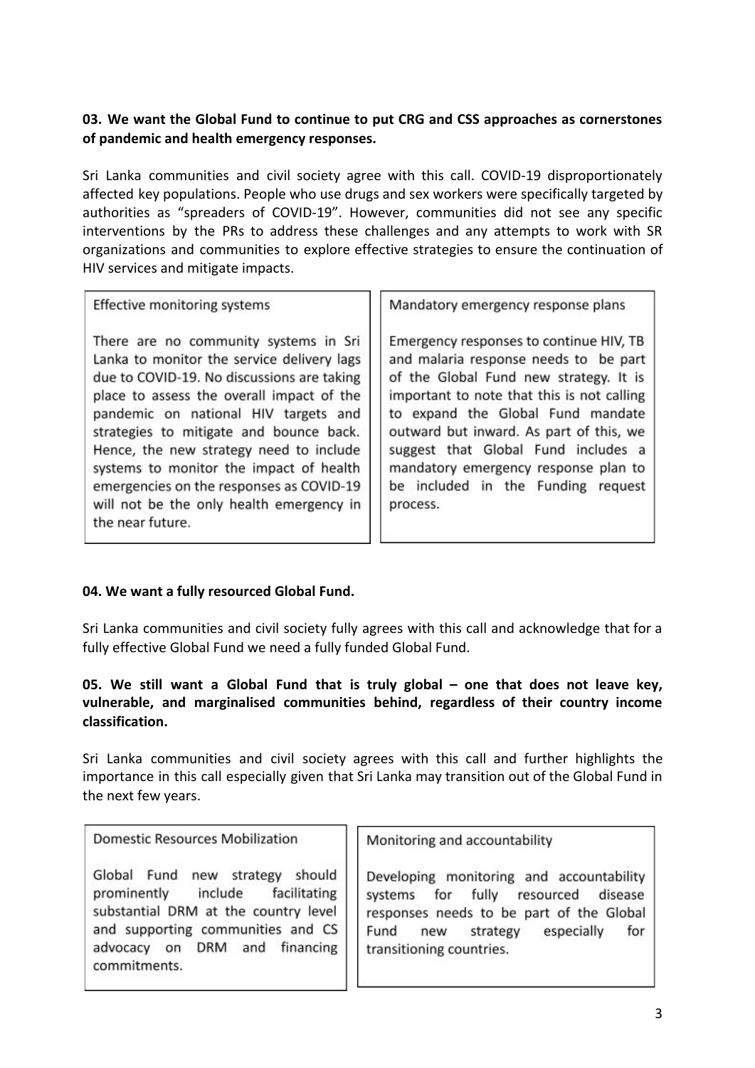**03. We want the Global Fund to continue to put CRG and CSS approaches as cornerstones of pandemic and health emergency responses.**

Sri Lanka communities and civil society agree with this call. COVID-19 disproportionately affected key populations. People who use drugs and sex workers were specifically targeted by authorities as "spreaders of COVID-19". However, communities did not see any specific interventions by the PRs to address these challenges and any attempts to work with SR organizations and communities to explore effective strategies to ensure the continuation of HIV services and mitigate impacts.

Effective monitoring systems

There are no community systems in Sri Lanka to monitor the service delivery lags due to COVID-19. No discussions are taking place to assess the overall impact of the pandemic on national HIV targets and strategies to mitigate and bounce back. Hence, the new strategy need to include systems to monitor the impact of health emergencies on the responses as COVID-19 will not be the only health emergency in the near future.

Mandatory emergency response plans

Emergency responses to continue HIV, TB and malaria response needs to be part of the Global Fund new strategy. It is important to note that this is not calling to expand the Global Fund mandate outward but inward. As part of this, we suggest that Global Fund includes a mandatory emergency response plan to be included in the Funding request process.

**04. We want a fully resourced Global Fund.**

Sri Lanka communities and civil society fully agrees with this call and acknowledge that for a fully effective Global Fund we need a fully funded Global Fund.

**05. We still want a Global Fund that is truly global – one that does not leave key, vulnerable, and marginalised communities behind, regardless of their country income classification.**

Sri Lanka communities and civil society agrees with this call and further highlights the importance in this call especially given that Sri Lanka may transition out of the Global Fund in the next few years.

Domestic Resources Mobilization

Global Fund new strategy should prominently include facilitating substantial DRM at the country level and supporting communities and CS advocacy on DRM and financing commitments.

Monitoring and accountability

Developing monitoring and accountability systems for fully resourced disease responses needs to be part of the Global Fund new strategy especially for transitioning countries.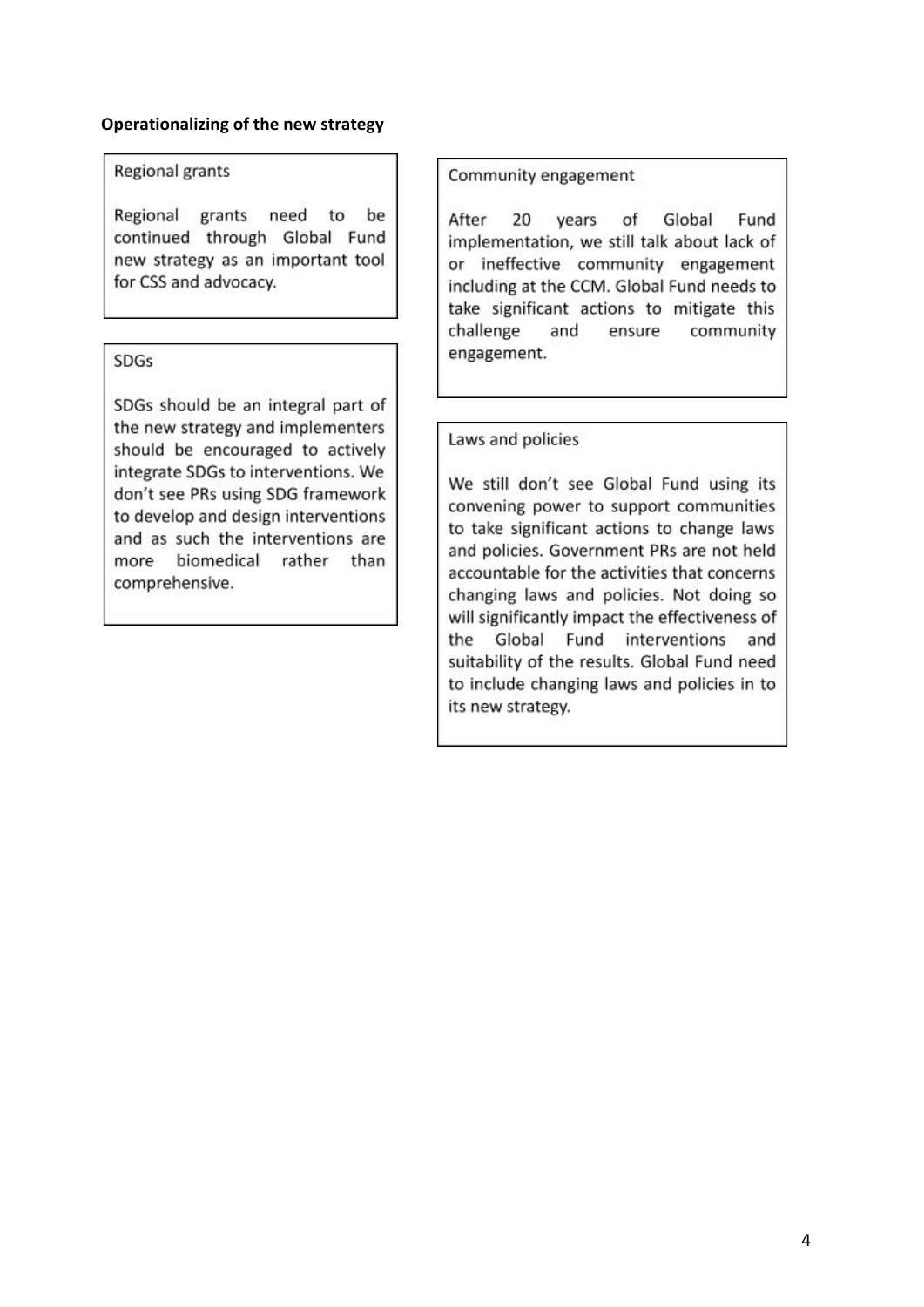**Operationalizing of the new strategy**

Regional grants

Regional grants need to be continued through Global Fund new strategy as an important tool for CSS and advocacy.

SDGs

SDGs should be an integral part of the new strategy and implementers should be encouraged to actively integrate SDGs to interventions. We don't see PRs using SDG framework to develop and design interventions and as such the interventions are more biomedical rather than comprehensive.

Community engagement

After 20 years of Global Fund implementation, we still talk about lack of or ineffective community engagement including at the CCM. Global Fund needs to take significant actions to mitigate this challenge and ensure community engagement.

Laws and policies

We still don't see Global Fund using its convening power to support communities to take significant actions to change laws and policies. Government PRs are not held accountable for the activities that concerns changing laws and policies. Not doing so will significantly impact the effectiveness of the Global Fund interventions and suitability of the results. Global Fund need to include changing laws and policies in to its new strategy.